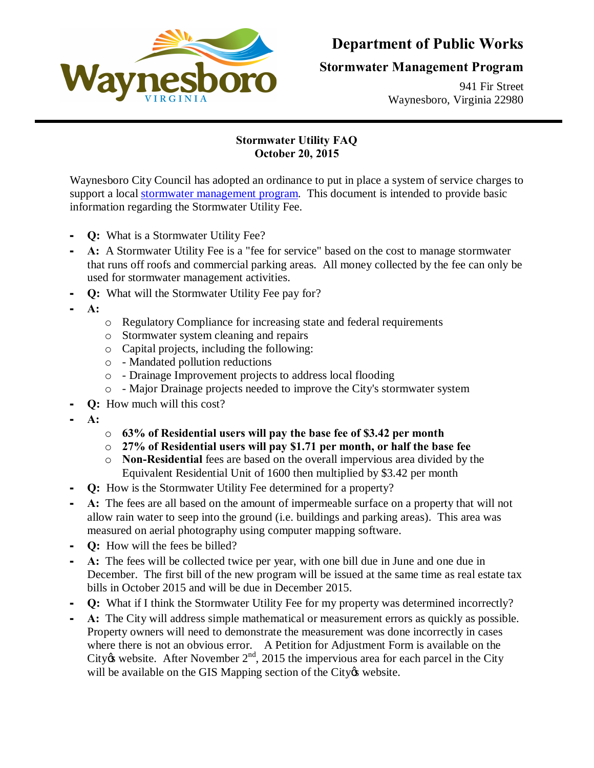# Department of Public Works

## Stormwater Management Program

941 Fir Street
Waynesboro, Virginia 22980

---

**Stormwater Utility FAQ**
**October 20, 2015**

Waynesboro City Council has adopted an ordinance to put in place a system of service charges to support a local stormwater management program. This document is intended to provide basic information regarding the Stormwater Utility Fee.

- **Q:** What is a Stormwater Utility Fee?
- **A:** A Stormwater Utility Fee is a "fee for service" based on the cost to manage stormwater that runs off roofs and commercial parking areas. All money collected by the fee can only be used for stormwater management activities.
- **Q:** What will the Stormwater Utility Fee pay for?
- **A:**
  - Regulatory Compliance for increasing state and federal requirements
  - Stormwater system cleaning and repairs
  - Capital projects, including the following:
  - - Mandated pollution reductions
  - - Drainage Improvement projects to address local flooding
  - - Major Drainage projects needed to improve the City's stormwater system
- **Q:** How much will this cost?
- **A:**
  - **63% of Residential users will pay the base fee of $3.42 per month**
  - **27% of Residential users will pay $1.71 per month, or half the base fee**
  - **Non-Residential** fees are based on the overall impervious area divided by the Equivalent Residential Unit of 1600 then multiplied by $3.42 per month
- **Q:** How is the Stormwater Utility Fee determined for a property?
- **A:** The fees are all based on the amount of impermeable surface on a property that will not allow rain water to seep into the ground (i.e. buildings and parking areas). This area was measured on aerial photography using computer mapping software.
- **Q:** How will the fees be billed?
- **A:** The fees will be collected twice per year, with one bill due in June and one due in December. The first bill of the new program will be issued at the same time as real estate tax bills in October 2015 and will be due in December 2015.
- **Q:** What if I think the Stormwater Utility Fee for my property was determined incorrectly?
- **A:** The City will address simple mathematical or measurement errors as quickly as possible. Property owners will need to demonstrate the measurement was done incorrectly in cases where there is not an obvious error. A Petition for Adjustment Form is available on the City's website. After November 2nd, 2015 the impervious area for each parcel in the City will be available on the GIS Mapping section of the City's website.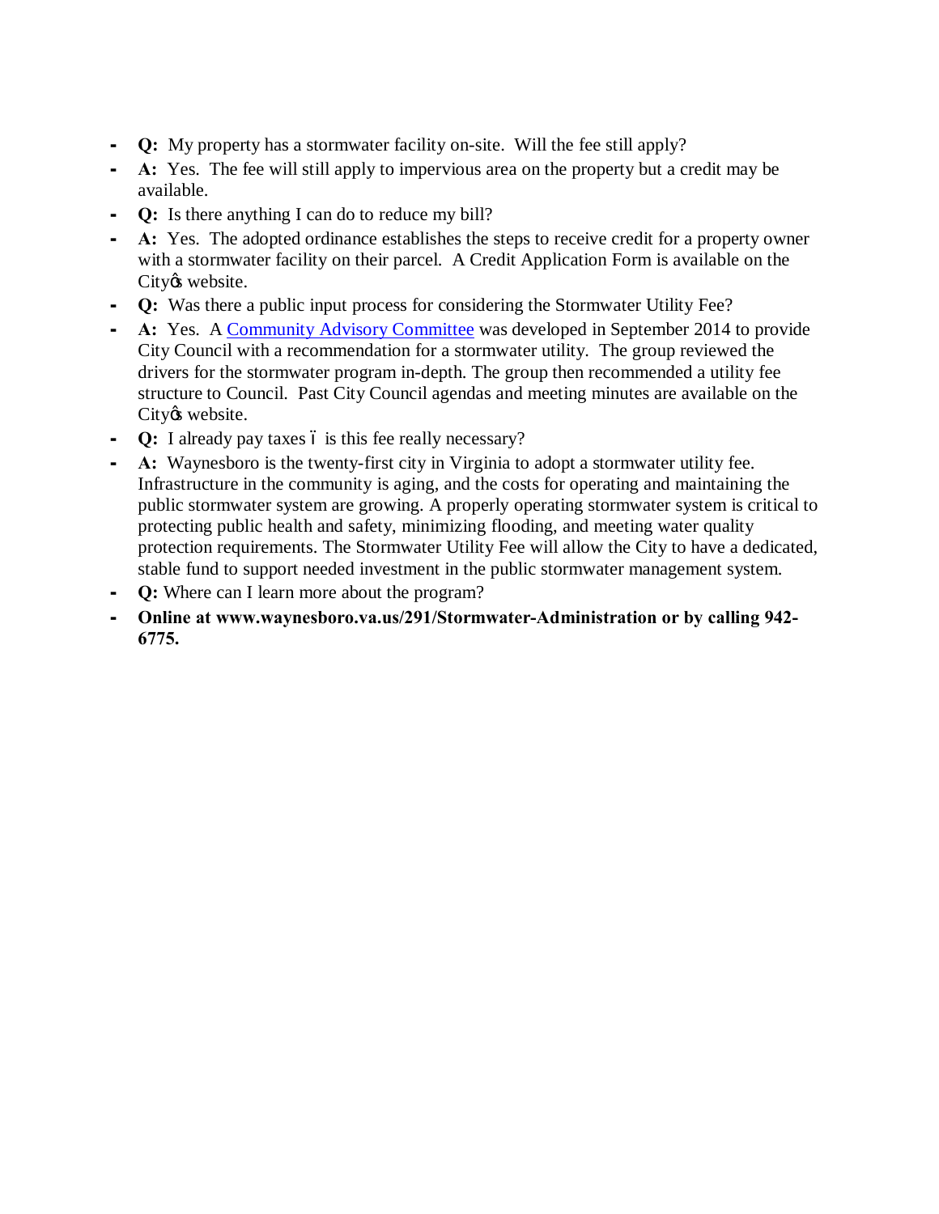- **Q:** My property has a stormwater facility on-site. Will the fee still apply?
- **A:** Yes. The fee will still apply to impervious area on the property but a credit may be available.
- **Q:** Is there anything I can do to reduce my bill?
- **A:** Yes. The adopted ordinance establishes the steps to receive credit for a property owner with a stormwater facility on their parcel. A Credit Application Form is available on the City's website.
- **Q:** Was there a public input process for considering the Stormwater Utility Fee?
- **A:** Yes. A Community Advisory Committee was developed in September 2014 to provide City Council with a recommendation for a stormwater utility. The group reviewed the drivers for the stormwater program in-depth. The group then recommended a utility fee structure to Council. Past City Council agendas and meeting minutes are available on the City's website.
- **Q:** I already pay taxes – is this fee really necessary?
- **A:** Waynesboro is the twenty-first city in Virginia to adopt a stormwater utility fee. Infrastructure in the community is aging, and the costs for operating and maintaining the public stormwater system are growing. A properly operating stormwater system is critical to protecting public health and safety, minimizing flooding, and meeting water quality protection requirements. The Stormwater Utility Fee will allow the City to have a dedicated, stable fund to support needed investment in the public stormwater management system.
- **Q:** Where can I learn more about the program?
- **Online at www.waynesboro.va.us/291/Stormwater-Administration or by calling 942-6775.**